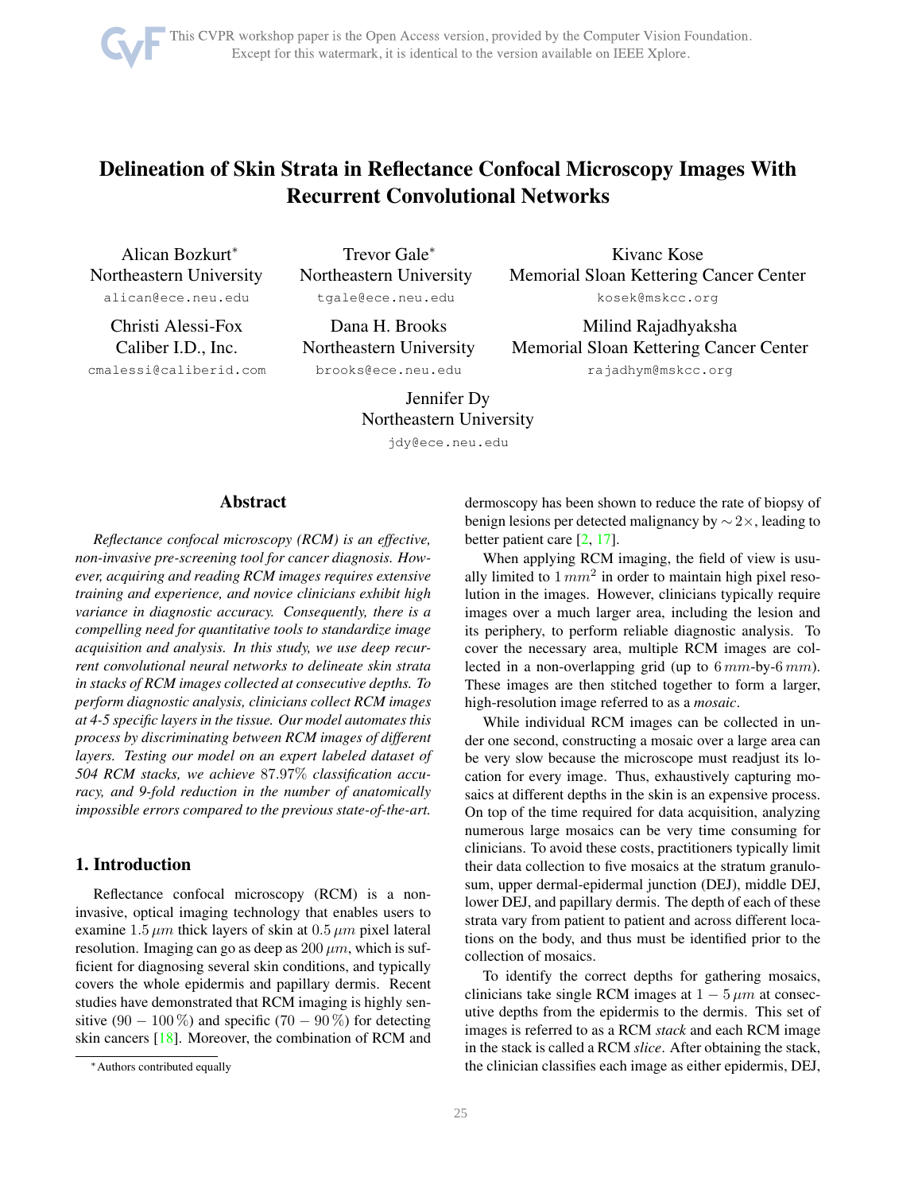# Delineation of Skin Strata in Reflectance Confocal Microscopy Images With Recurrent Convolutional Networks

Alican Bozkurt*
Northeastern University
alican@ece.neu.edu

Trevor Gale*
Northeastern University
tgale@ece.neu.edu

Kivanc Kose
Memorial Sloan Kettering Cancer Center
kosek@mskcc.org

Christi Alessi-Fox
Caliber I.D., Inc.
cmalessi@caliberid.com

Dana H. Brooks
Northeastern University
brooks@ece.neu.edu

Milind Rajadhyaksha
Memorial Sloan Kettering Cancer Center
rajadhym@mskcc.org

Jennifer Dy
Northeastern University
jdy@ece.neu.edu

## Abstract

*Reflectance confocal microscopy (RCM) is an effective, non-invasive pre-screening tool for cancer diagnosis. However, acquiring and reading RCM images requires extensive training and experience, and novice clinicians exhibit high variance in diagnostic accuracy. Consequently, there is a compelling need for quantitative tools to standardize image acquisition and analysis. In this study, we use deep recurrent convolutional neural networks to delineate skin strata in stacks of RCM images collected at consecutive depths. To perform diagnostic analysis, clinicians collect RCM images at 4-5 specific layers in the tissue. Our model automates this process by discriminating between RCM images of different layers. Testing our model on an expert labeled dataset of 504 RCM stacks, we achieve 87.97% classification accuracy, and 9-fold reduction in the number of anatomically impossible errors compared to the previous state-of-the-art.*

## 1. Introduction

Reflectance confocal microscopy (RCM) is a non-invasive, optical imaging technology that enables users to examine $1.5\,\mu m$ thick layers of skin at $0.5\,\mu m$ pixel lateral resolution. Imaging can go as deep as $200\,\mu m$, which is sufficient for diagnosing several skin conditions, and typically covers the whole epidermis and papillary dermis. Recent studies have demonstrated that RCM imaging is highly sensitive ($90-100\,\%$) and specific ($70-90\,\%$) for detecting skin cancers [18]. Moreover, the combination of RCM and dermoscopy has been shown to reduce the rate of biopsy of benign lesions per detected malignancy by $\sim 2\times$, leading to better patient care [2, 17].

When applying RCM imaging, the field of view is usually limited to $1\,mm^2$ in order to maintain high pixel resolution in the images. However, clinicians typically require images over a much larger area, including the lesion and its periphery, to perform reliable diagnostic analysis. To cover the necessary area, multiple RCM images are collected in a non-overlapping grid (up to $6\,mm$-by-$6\,mm$). These images are then stitched together to form a larger, high-resolution image referred to as a *mosaic*.

While individual RCM images can be collected in under one second, constructing a mosaic over a large area can be very slow because the microscope must readjust its location for every image. Thus, exhaustively capturing mosaics at different depths in the skin is an expensive process. On top of the time required for data acquisition, analyzing numerous large mosaics can be very time consuming for clinicians. To avoid these costs, practitioners typically limit their data collection to five mosaics at the stratum granulosum, upper dermal-epidermal junction (DEJ), middle DEJ, lower DEJ, and papillary dermis. The depth of each of these strata vary from patient to patient and across different locations on the body, and thus must be identified prior to the collection of mosaics.

To identify the correct depths for gathering mosaics, clinicians take single RCM images at $1-5\,\mu m$ at consecutive depths from the epidermis to the dermis. This set of images is referred to as a RCM *stack* and each RCM image in the stack is called a RCM *slice*. After obtaining the stack, the clinician classifies each image as either epidermis, DEJ,

*Authors contributed equally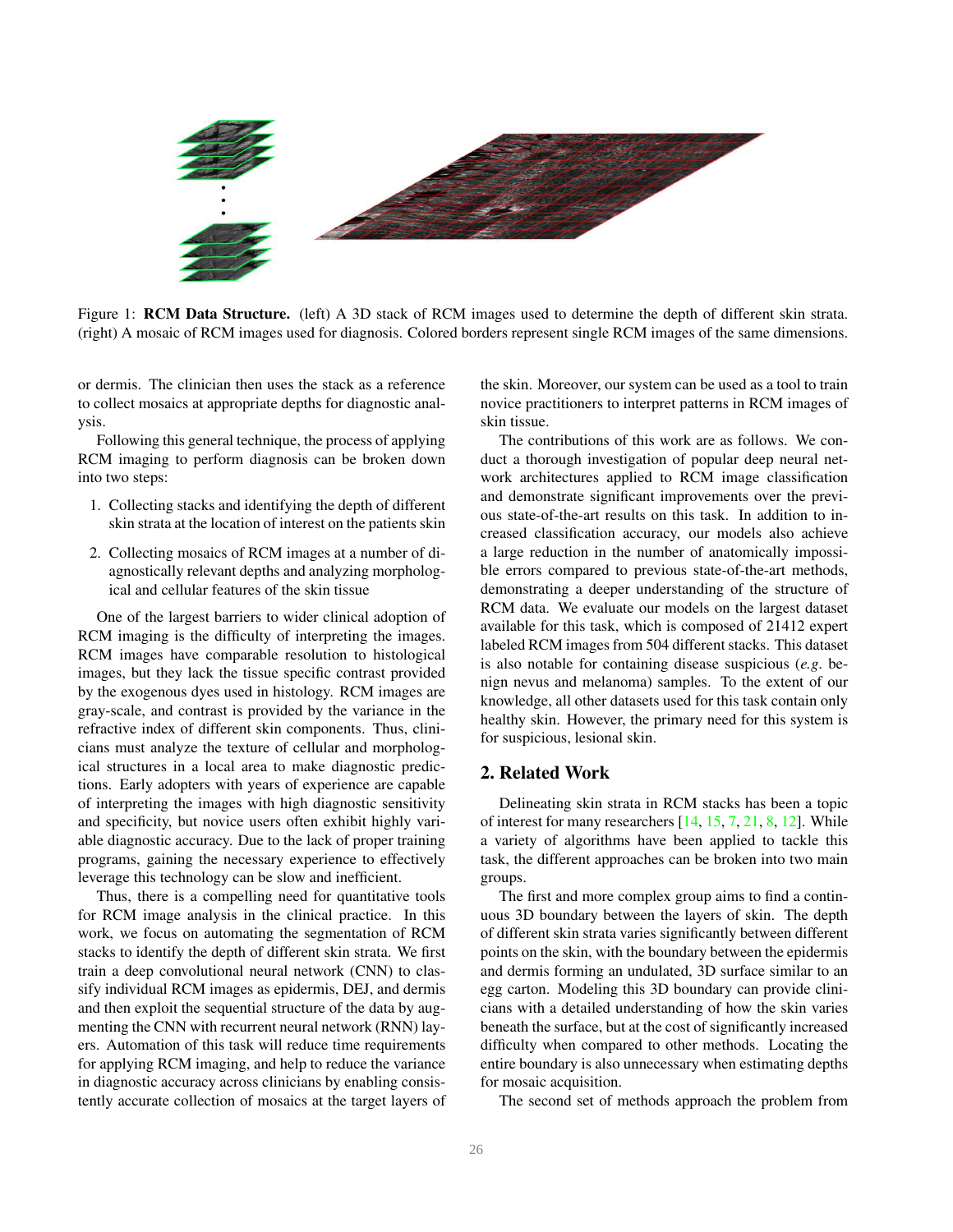Figure 1: **RCM Data Structure.** (left) A 3D stack of RCM images used to determine the depth of different skin strata. (right) A mosaic of RCM images used for diagnosis. Colored borders represent single RCM images of the same dimensions.

or dermis. The clinician then uses the stack as a reference to collect mosaics at appropriate depths for diagnostic analysis.

Following this general technique, the process of applying RCM imaging to perform diagnosis can be broken down into two steps:

1. Collecting stacks and identifying the depth of different skin strata at the location of interest on the patients skin
2. Collecting mosaics of RCM images at a number of diagnostically relevant depths and analyzing morphological and cellular features of the skin tissue

One of the largest barriers to wider clinical adoption of RCM imaging is the difficulty of interpreting the images. RCM images have comparable resolution to histological images, but they lack the tissue specific contrast provided by the exogenous dyes used in histology. RCM images are gray-scale, and contrast is provided by the variance in the refractive index of different skin components. Thus, clinicians must analyze the texture of cellular and morphological structures in a local area to make diagnostic predictions. Early adopters with years of experience are capable of interpreting the images with high diagnostic sensitivity and specificity, but novice users often exhibit highly variable diagnostic accuracy. Due to the lack of proper training programs, gaining the necessary experience to effectively leverage this technology can be slow and inefficient.

Thus, there is a compelling need for quantitative tools for RCM image analysis in the clinical practice. In this work, we focus on automating the segmentation of RCM stacks to identify the depth of different skin strata. We first train a deep convolutional neural network (CNN) to classify individual RCM images as epidermis, DEJ, and dermis and then exploit the sequential structure of the data by augmenting the CNN with recurrent neural network (RNN) layers. Automation of this task will reduce time requirements for applying RCM imaging, and help to reduce the variance in diagnostic accuracy across clinicians by enabling consistently accurate collection of mosaics at the target layers of the skin. Moreover, our system can be used as a tool to train novice practitioners to interpret patterns in RCM images of skin tissue.

The contributions of this work are as follows. We conduct a thorough investigation of popular deep neural network architectures applied to RCM image classification and demonstrate significant improvements over the previous state-of-the-art results on this task. In addition to increased classification accuracy, our models also achieve a large reduction in the number of anatomically impossible errors compared to previous state-of-the-art methods, demonstrating a deeper understanding of the structure of RCM data. We evaluate our models on the largest dataset available for this task, which is composed of 21412 expert labeled RCM images from 504 different stacks. This dataset is also notable for containing disease suspicious (*e.g.* benign nevus and melanoma) samples. To the extent of our knowledge, all other datasets used for this task contain only healthy skin. However, the primary need for this system is for suspicious, lesional skin.

## 2. Related Work

Delineating skin strata in RCM stacks has been a topic of interest for many researchers [14, 15, 7, 21, 8, 12]. While a variety of algorithms have been applied to tackle this task, the different approaches can be broken into two main groups.

The first and more complex group aims to find a continuous 3D boundary between the layers of skin. The depth of different skin strata varies significantly between different points on the skin, with the boundary between the epidermis and dermis forming an undulated, 3D surface similar to an egg carton. Modeling this 3D boundary can provide clinicians with a detailed understanding of how the skin varies beneath the surface, but at the cost of significantly increased difficulty when compared to other methods. Locating the entire boundary is also unnecessary when estimating depths for mosaic acquisition.

The second set of methods approach the problem from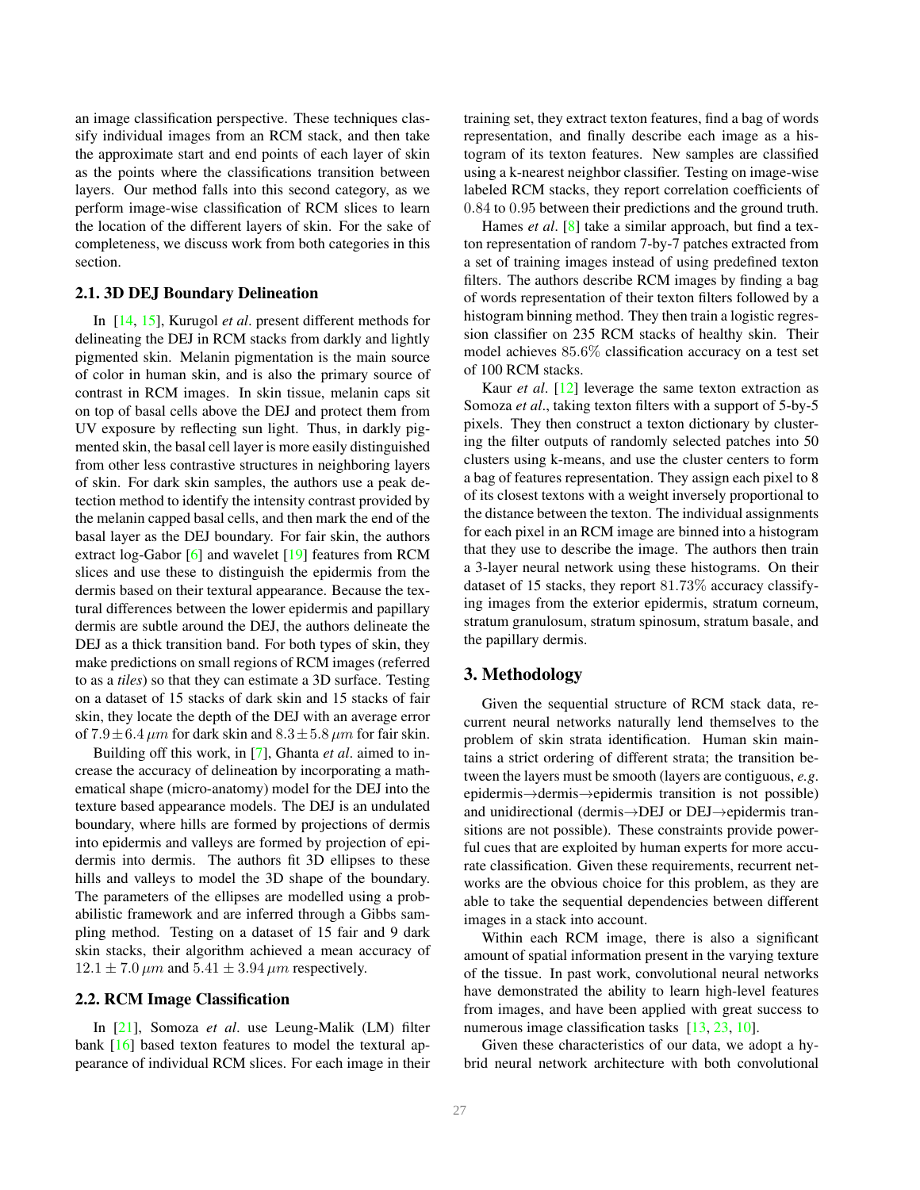an image classification perspective. These techniques classify individual images from an RCM stack, and then take the approximate start and end points of each layer of skin as the points where the classifications transition between layers. Our method falls into this second category, as we perform image-wise classification of RCM slices to learn the location of the different layers of skin. For the sake of completeness, we discuss work from both categories in this section.

### 2.1. 3D DEJ Boundary Delineation

In [14, 15], Kurugol *et al*. present different methods for delineating the DEJ in RCM stacks from darkly and lightly pigmented skin. Melanin pigmentation is the main source of color in human skin, and is also the primary source of contrast in RCM images. In skin tissue, melanin caps sit on top of basal cells above the DEJ and protect them from UV exposure by reflecting sun light. Thus, in darkly pigmented skin, the basal cell layer is more easily distinguished from other less contrastive structures in neighboring layers of skin. For dark skin samples, the authors use a peak detection method to identify the intensity contrast provided by the melanin capped basal cells, and then mark the end of the basal layer as the DEJ boundary. For fair skin, the authors extract log-Gabor [6] and wavelet [19] features from RCM slices and use these to distinguish the epidermis from the dermis based on their textural appearance. Because the textural differences between the lower epidermis and papillary dermis are subtle around the DEJ, the authors delineate the DEJ as a thick transition band. For both types of skin, they make predictions on small regions of RCM images (referred to as a *tiles*) so that they can estimate a 3D surface. Testing on a dataset of 15 stacks of dark skin and 15 stacks of fair skin, they locate the depth of the DEJ with an average error of $7.9 \pm 6.4\,\mu m$ for dark skin and $8.3 \pm 5.8\,\mu m$ for fair skin.

Building off this work, in [7], Ghanta *et al*. aimed to increase the accuracy of delineation by incorporating a mathematical shape (micro-anatomy) model for the DEJ into the texture based appearance models. The DEJ is an undulated boundary, where hills are formed by projections of dermis into epidermis and valleys are formed by projection of epidermis into dermis. The authors fit 3D ellipses to these hills and valleys to model the 3D shape of the boundary. The parameters of the ellipses are modelled using a probabilistic framework and are inferred through a Gibbs sampling method. Testing on a dataset of 15 fair and 9 dark skin stacks, their algorithm achieved a mean accuracy of $12.1 \pm 7.0\,\mu m$ and $5.41 \pm 3.94\,\mu m$ respectively.

### 2.2. RCM Image Classification

In [21], Somoza *et al*. use Leung-Malik (LM) filter bank [16] based texton features to model the textural appearance of individual RCM slices. For each image in their training set, they extract texton features, find a bag of words representation, and finally describe each image as a histogram of its texton features. New samples are classified using a k-nearest neighbor classifier. Testing on image-wise labeled RCM stacks, they report correlation coefficients of $0.84$ to $0.95$ between their predictions and the ground truth.

Hames *et al*. [8] take a similar approach, but find a texton representation of random 7-by-7 patches extracted from a set of training images instead of using predefined texton filters. The authors describe RCM images by finding a bag of words representation of their texton filters followed by a histogram binning method. They then train a logistic regression classifier on 235 RCM stacks of healthy skin. Their model achieves $85.6\%$ classification accuracy on a test set of 100 RCM stacks.

Kaur *et al*. [12] leverage the same texton extraction as Somoza *et al*., taking texton filters with a support of 5-by-5 pixels. They then construct a texton dictionary by clustering the filter outputs of randomly selected patches into 50 clusters using k-means, and use the cluster centers to form a bag of features representation. They assign each pixel to 8 of its closest textons with a weight inversely proportional to the distance between the texton. The individual assignments for each pixel in an RCM image are binned into a histogram that they use to describe the image. The authors then train a 3-layer neural network using these histograms. On their dataset of 15 stacks, they report $81.73\%$ accuracy classifying images from the exterior epidermis, stratum corneum, stratum granulosum, stratum spinosum, stratum basale, and the papillary dermis.

## 3. Methodology

Given the sequential structure of RCM stack data, recurrent neural networks naturally lend themselves to the problem of skin strata identification. Human skin maintains a strict ordering of different strata; the transition between the layers must be smooth (layers are contiguous, *e.g*. epidermis→dermis→epidermis transition is not possible) and unidirectional (dermis→DEJ or DEJ→epidermis transitions are not possible). These constraints provide powerful cues that are exploited by human experts for more accurate classification. Given these requirements, recurrent networks are the obvious choice for this problem, as they are able to take the sequential dependencies between different images in a stack into account.

Within each RCM image, there is also a significant amount of spatial information present in the varying texture of the tissue. In past work, convolutional neural networks have demonstrated the ability to learn high-level features from images, and have been applied with great success to numerous image classification tasks [13, 23, 10].

Given these characteristics of our data, we adopt a hybrid neural network architecture with both convolutional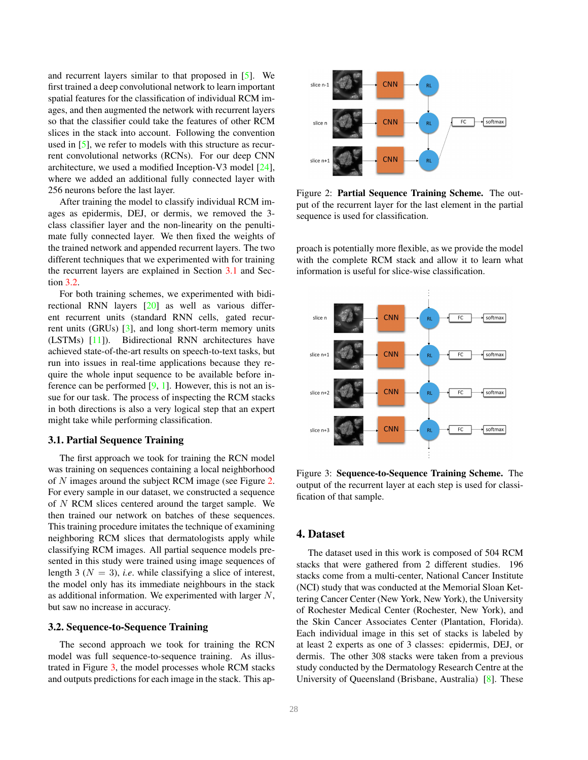and recurrent layers similar to that proposed in [5]. We first trained a deep convolutional network to learn important spatial features for the classification of individual RCM images, and then augmented the network with recurrent layers so that the classifier could take the features of other RCM slices in the stack into account. Following the convention used in [5], we refer to models with this structure as recurrent convolutional networks (RCNs). For our deep CNN architecture, we used a modified Inception-V3 model [24], where we added an additional fully connected layer with 256 neurons before the last layer.

After training the model to classify individual RCM images as epidermis, DEJ, or dermis, we removed the 3-class classifier layer and the non-linearity on the penultimate fully connected layer. We then fixed the weights of the trained network and appended recurrent layers. The two different techniques that we experimented with for training the recurrent layers are explained in Section 3.1 and Section 3.2.

For both training schemes, we experimented with bidirectional RNN layers [20] as well as various different recurrent units (standard RNN cells, gated recurrent units (GRUs) [3], and long short-term memory units (LSTMs) [11]). Bidirectional RNN architectures have achieved state-of-the-art results on speech-to-text tasks, but run into issues in real-time applications because they require the whole input sequence to be available before inference can be performed [9, 1]. However, this is not an issue for our task. The process of inspecting the RCM stacks in both directions is also a very logical step that an expert might take while performing classification.

### 3.1. Partial Sequence Training

The first approach we took for training the RCN model was training on sequences containing a local neighborhood of $N$ images around the subject RCM image (see Figure 2. For every sample in our dataset, we constructed a sequence of $N$ RCM slices centered around the target sample. We then trained our network on batches of these sequences. This training procedure imitates the technique of examining neighboring RCM slices that dermatologists apply while classifying RCM images. All partial sequence models presented in this study were trained using image sequences of length 3 ($N = 3$), *i.e.* while classifying a slice of interest, the model only has its immediate neighbours in the stack as additional information. We experimented with larger $N$, but saw no increase in accuracy.

### 3.2. Sequence-to-Sequence Training

The second approach we took for training the RCN model was full sequence-to-sequence training. As illustrated in Figure 3, the model processes whole RCM stacks and outputs predictions for each image in the stack. This approach is potentially more flexible, as we provide the model with the complete RCM stack and allow it to learn what information is useful for slice-wise classification.

Figure 2: **Partial Sequence Training Scheme.** The output of the recurrent layer for the last element in the partial sequence is used for classification.

Figure 3: **Sequence-to-Sequence Training Scheme.** The output of the recurrent layer at each step is used for classification of that sample.

## 4. Dataset

The dataset used in this work is composed of 504 RCM stacks that were gathered from 2 different studies. 196 stacks come from a multi-center, National Cancer Institute (NCI) study that was conducted at the Memorial Sloan Kettering Cancer Center (New York, New York), the University of Rochester Medical Center (Rochester, New York), and the Skin Cancer Associates Center (Plantation, Florida). Each individual image in this set of stacks is labeled by at least 2 experts as one of 3 classes: epidermis, DEJ, or dermis. The other 308 stacks were taken from a previous study conducted by the Dermatology Research Centre at the University of Queensland (Brisbane, Australia) [8]. These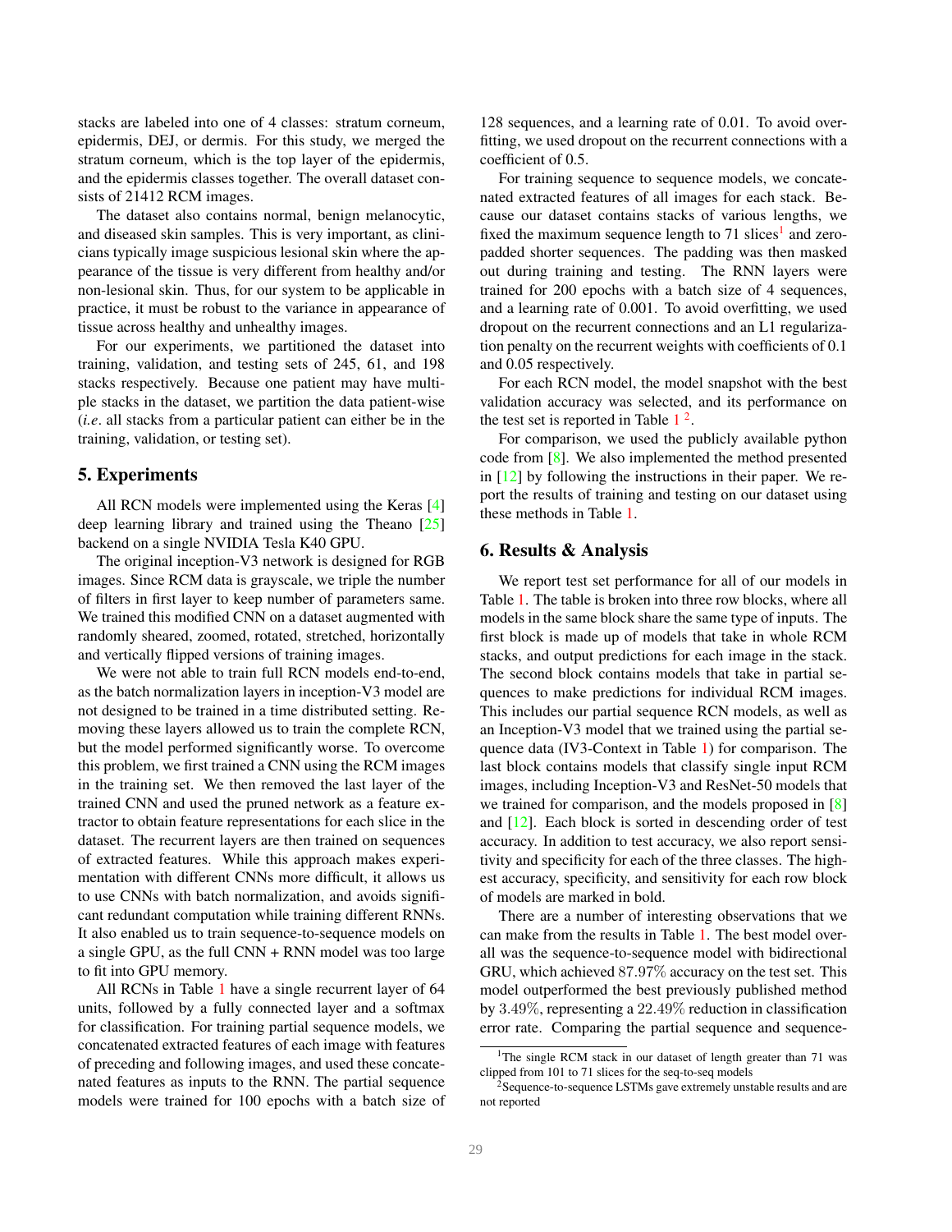stacks are labeled into one of 4 classes: stratum corneum, epidermis, DEJ, or dermis. For this study, we merged the stratum corneum, which is the top layer of the epidermis, and the epidermis classes together. The overall dataset consists of 21412 RCM images.

The dataset also contains normal, benign melanocytic, and diseased skin samples. This is very important, as clinicians typically image suspicious lesional skin where the appearance of the tissue is very different from healthy and/or non-lesional skin. Thus, for our system to be applicable in practice, it must be robust to the variance in appearance of tissue across healthy and unhealthy images.

For our experiments, we partitioned the dataset into training, validation, and testing sets of 245, 61, and 198 stacks respectively. Because one patient may have multiple stacks in the dataset, we partition the data patient-wise (*i.e*. all stacks from a particular patient can either be in the training, validation, or testing set).

## 5. Experiments

All RCN models were implemented using the Keras [4] deep learning library and trained using the Theano [25] backend on a single NVIDIA Tesla K40 GPU.

The original inception-V3 network is designed for RGB images. Since RCM data is grayscale, we triple the number of filters in first layer to keep number of parameters same. We trained this modified CNN on a dataset augmented with randomly sheared, zoomed, rotated, stretched, horizontally and vertically flipped versions of training images.

We were not able to train full RCN models end-to-end, as the batch normalization layers in inception-V3 model are not designed to be trained in a time distributed setting. Removing these layers allowed us to train the complete RCN, but the model performed significantly worse. To overcome this problem, we first trained a CNN using the RCM images in the training set. We then removed the last layer of the trained CNN and used the pruned network as a feature extractor to obtain feature representations for each slice in the dataset. The recurrent layers are then trained on sequences of extracted features. While this approach makes experimentation with different CNNs more difficult, it allows us to use CNNs with batch normalization, and avoids significant redundant computation while training different RNNs. It also enabled us to train sequence-to-sequence models on a single GPU, as the full CNN + RNN model was too large to fit into GPU memory.

All RCNs in Table 1 have a single recurrent layer of 64 units, followed by a fully connected layer and a softmax for classification. For training partial sequence models, we concatenated extracted features of each image with features of preceding and following images, and used these concatenated features as inputs to the RNN. The partial sequence models were trained for 100 epochs with a batch size of 128 sequences, and a learning rate of 0.01. To avoid overfitting, we used dropout on the recurrent connections with a coefficient of 0.5.

For training sequence to sequence models, we concatenated extracted features of all images for each stack. Because our dataset contains stacks of various lengths, we fixed the maximum sequence length to 71 slices[1] and zero-padded shorter sequences. The padding was then masked out during training and testing. The RNN layers were trained for 200 epochs with a batch size of 4 sequences, and a learning rate of 0.001. To avoid overfitting, we used dropout on the recurrent connections and an L1 regularization penalty on the recurrent weights with coefficients of 0.1 and 0.05 respectively.

For each RCN model, the model snapshot with the best validation accuracy was selected, and its performance on the test set is reported in Table 1 [2].

For comparison, we used the publicly available python code from [8]. We also implemented the method presented in [12] by following the instructions in their paper. We report the results of training and testing on our dataset using these methods in Table 1.

## 6. Results & Analysis

We report test set performance for all of our models in Table 1. The table is broken into three row blocks, where all models in the same block share the same type of inputs. The first block is made up of models that take in whole RCM stacks, and output predictions for each image in the stack. The second block contains models that take in partial sequences to make predictions for individual RCM images. This includes our partial sequence RCN models, as well as an Inception-V3 model that we trained using the partial sequence data (IV3-Context in Table 1) for comparison. The last block contains models that classify single input RCM images, including Inception-V3 and ResNet-50 models that we trained for comparison, and the models proposed in [8] and [12]. Each block is sorted in descending order of test accuracy. In addition to test accuracy, we also report sensitivity and specificity for each of the three classes. The highest accuracy, specificity, and sensitivity for each row block of models are marked in bold.

There are a number of interesting observations that we can make from the results in Table 1. The best model overall was the sequence-to-sequence model with bidirectional GRU, which achieved 87.97% accuracy on the test set. This model outperformed the best previously published method by 3.49%, representing a 22.49% reduction in classification error rate. Comparing the partial sequence and sequence-

[1] The single RCM stack in our dataset of length greater than 71 was clipped from 101 to 71 slices for the seq-to-seq models

[2] Sequence-to-sequence LSTMs gave extremely unstable results and are not reported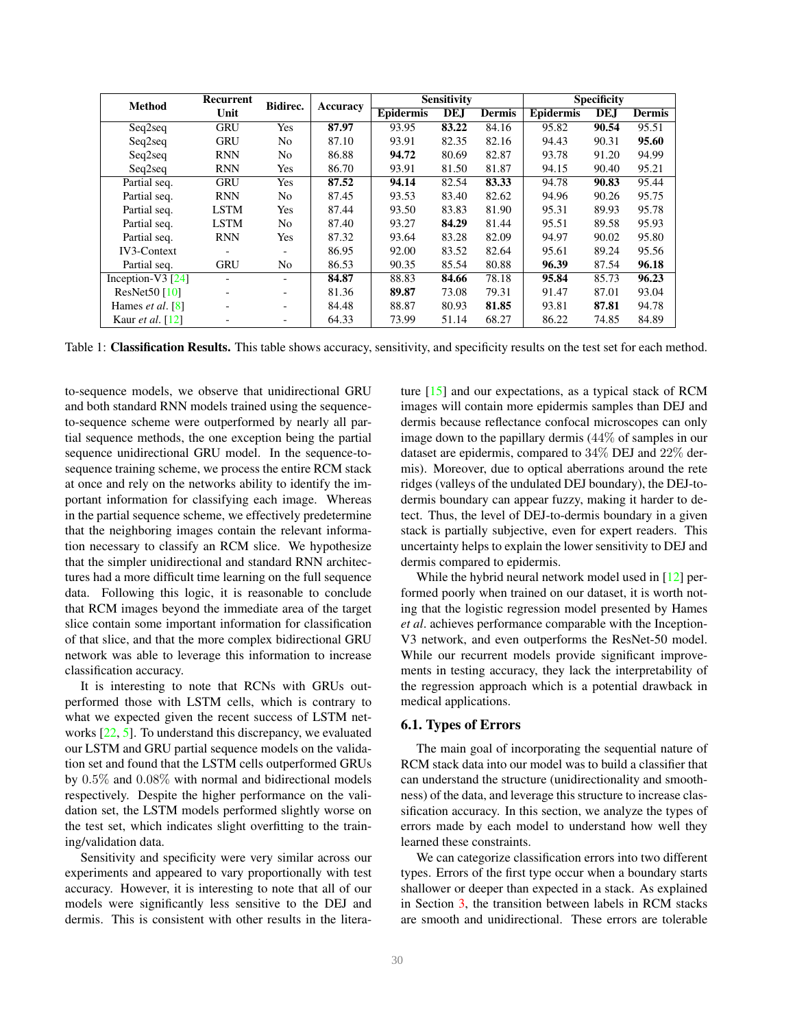| Method | Recurrent Unit | Bidirec. | Accuracy | Sensitivity | | | Specificity | | |
|---|---|---|---|---|---|---|---|---|---|
| | | | | Epidermis | DEJ | Dermis | Epidermis | DEJ | Dermis |
| Seq2seq | GRU | Yes | **87.97** | 93.95 | **83.22** | 84.16 | 95.82 | **90.54** | 95.51 |
| Seq2seq | GRU | No | 87.10 | 93.91 | 82.35 | 82.16 | 94.43 | 90.31 | **95.60** |
| Seq2seq | RNN | No | 86.88 | **94.72** | 80.69 | 82.87 | 93.78 | 91.20 | 94.99 |
| Seq2seq | RNN | Yes | 86.70 | 93.91 | 81.50 | 81.87 | 94.15 | 90.40 | 95.21 |
| Partial seq. | GRU | Yes | **87.52** | **94.14** | 82.54 | **83.33** | 94.78 | **90.83** | 95.44 |
| Partial seq. | RNN | No | 87.45 | 93.53 | 83.40 | 82.62 | 94.96 | 90.26 | 95.75 |
| Partial seq. | LSTM | Yes | 87.44 | 93.50 | 83.83 | 81.90 | 95.31 | 89.93 | 95.78 |
| Partial seq. | LSTM | No | 87.40 | 93.27 | **84.29** | 81.44 | 95.51 | 89.58 | 95.93 |
| Partial seq. | RNN | Yes | 87.32 | 93.64 | 83.28 | 82.09 | 94.97 | 90.02 | 95.80 |
| IV3-Context | - | - | 86.95 | 92.00 | 83.52 | 82.64 | 95.61 | 89.24 | 95.56 |
| Partial seq. | GRU | No | 86.53 | 90.35 | 85.54 | 80.88 | **96.39** | 87.54 | **96.18** |
| Inception-V3 [24] | - | - | **84.87** | 88.83 | **84.66** | 78.18 | **95.84** | 85.73 | **96.23** |
| ResNet50 [10] | - | - | 81.36 | **89.87** | 73.08 | 79.31 | 91.47 | 87.01 | 93.04 |
| Hames *et al*. [8] | - | - | 84.48 | 88.87 | 80.93 | **81.85** | 93.81 | **87.81** | 94.78 |
| Kaur *et al*. [12] | - | - | 64.33 | 73.99 | 51.14 | 68.27 | 86.22 | 74.85 | 84.89 |

Table 1: **Classification Results.** This table shows accuracy, sensitivity, and specificity results on the test set for each method.

to-sequence models, we observe that unidirectional GRU and both standard RNN models trained using the sequence-to-sequence scheme were outperformed by nearly all partial sequence methods, the one exception being the partial sequence unidirectional GRU model. In the sequence-to-sequence training scheme, we process the entire RCM stack at once and rely on the networks ability to identify the important information for classifying each image. Whereas in the partial sequence scheme, we effectively predetermine that the neighboring images contain the relevant information necessary to classify an RCM slice. We hypothesize that the simpler unidirectional and standard RNN architectures had a more difficult time learning on the full sequence data. Following this logic, it is reasonable to conclude that RCM images beyond the immediate area of the target slice contain some important information for classification of that slice, and that the more complex bidirectional GRU network was able to leverage this information to increase classification accuracy.

It is interesting to note that RCNs with GRUs outperformed those with LSTM cells, which is contrary to what we expected given the recent success of LSTM networks [22, 5]. To understand this discrepancy, we evaluated our LSTM and GRU partial sequence models on the validation set and found that the LSTM cells outperformed GRUs by $0.5\%$ and $0.08\%$ with normal and bidirectional models respectively. Despite the higher performance on the validation set, the LSTM models performed slightly worse on the test set, which indicates slight overfitting to the training/validation data.

Sensitivity and specificity were very similar across our experiments and appeared to vary proportionally with test accuracy. However, it is interesting to note that all of our models were significantly less sensitive to the DEJ and dermis. This is consistent with other results in the literature [15] and our expectations, as a typical stack of RCM images will contain more epidermis samples than DEJ and dermis because reflectance confocal microscopes can only image down to the papillary dermis ($44\%$ of samples in our dataset are epidermis, compared to $34\%$ DEJ and $22\%$ dermis). Moreover, due to optical aberrations around the rete ridges (valleys of the undulated DEJ boundary), the DEJ-to-dermis boundary can appear fuzzy, making it harder to detect. Thus, the level of DEJ-to-dermis boundary in a given stack is partially subjective, even for expert readers. This uncertainty helps to explain the lower sensitivity to DEJ and dermis compared to epidermis.

While the hybrid neural network model used in [12] performed poorly when trained on our dataset, it is worth noting that the logistic regression model presented by Hames *et al*. achieves performance comparable with the Inception-V3 network, and even outperforms the ResNet-50 model. While our recurrent models provide significant improvements in testing accuracy, they lack the interpretability of the regression approach which is a potential drawback in medical applications.

### 6.1. Types of Errors

The main goal of incorporating the sequential nature of RCM stack data into our model was to build a classifier that can understand the structure (unidirectionality and smoothness) of the data, and leverage this structure to increase classification accuracy. In this section, we analyze the types of errors made by each model to understand how well they learned these constraints.

We can categorize classification errors into two different types. Errors of the first type occur when a boundary starts shallower or deeper than expected in a stack. As explained in Section 3, the transition between labels in RCM stacks are smooth and unidirectional. These errors are tolerable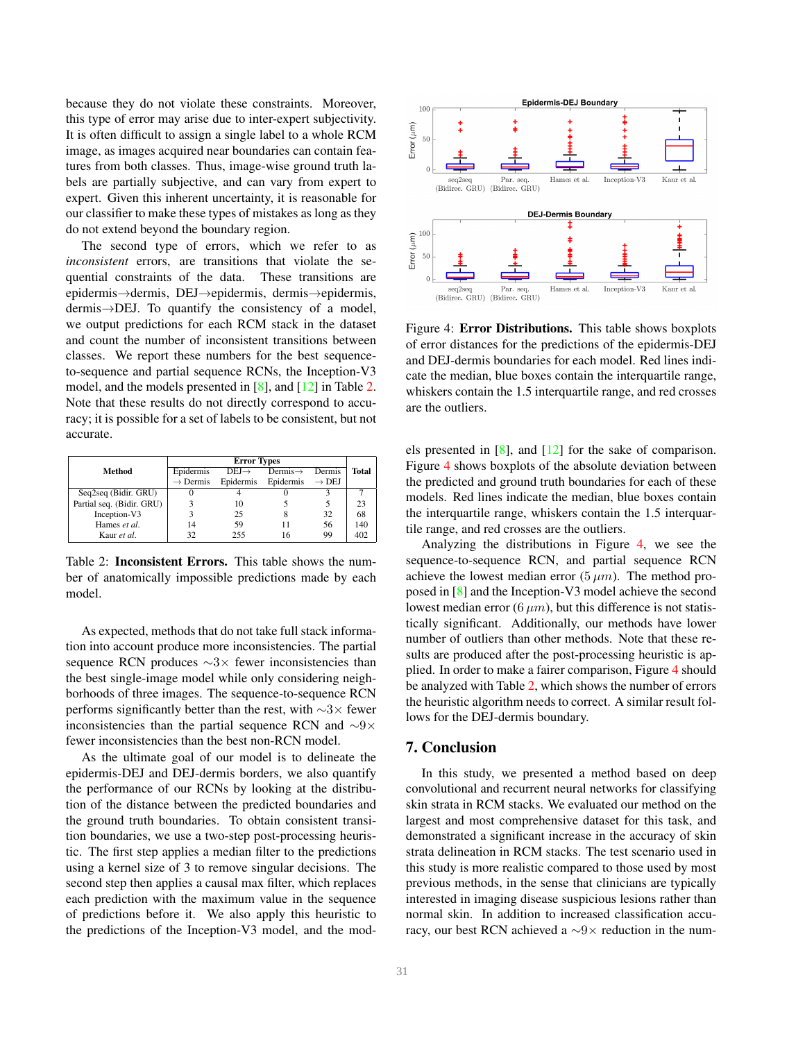because they do not violate these constraints. Moreover, this type of error may arise due to inter-expert subjectivity. It is often difficult to assign a single label to a whole RCM image, as images acquired near boundaries can contain features from both classes. Thus, image-wise ground truth labels are partially subjective, and can vary from expert to expert. Given this inherent uncertainty, it is reasonable for our classifier to make these types of mistakes as long as they do not extend beyond the boundary region.

The second type of errors, which we refer to as *inconsistent* errors, are transitions that violate the sequential constraints of the data. These transitions are epidermis→dermis, DEJ→epidermis, dermis→epidermis, dermis→DEJ. To quantify the consistency of a model, we output predictions for each RCM stack in the dataset and count the number of inconsistent transitions between classes. We report these numbers for the best sequence-to-sequence and partial sequence RCNs, the Inception-V3 model, and the models presented in [8], and [12] in Table 2. Note that these results do not directly correspond to accuracy; it is possible for a set of labels to be consistent, but not accurate.

| Method | Error Types | | | | Total |
|---|---|---|---|---|---|
| | Epidermis → Dermis | DEJ→ Epidermis | Dermis→ Epidermis | Dermis → DEJ | |
| Seq2seq (Bidir. GRU) | 0 | 4 | 0 | 3 | 7 |
| Partial seq. (Bidir. GRU) | 3 | 10 | 5 | 5 | 23 |
| Inception-V3 | 3 | 25 | 8 | 32 | 68 |
| Hames *et al.* | 14 | 59 | 11 | 56 | 140 |
| Kaur *et al.* | 32 | 255 | 16 | 99 | 402 |

Table 2: **Inconsistent Errors.** This table shows the number of anatomically impossible predictions made by each model.

As expected, methods that do not take full stack information into account produce more inconsistencies. The partial sequence RCN produces ∼3× fewer inconsistencies than the best single-image model while only considering neighborhoods of three images. The sequence-to-sequence RCN performs significantly better than the rest, with ∼3× fewer inconsistencies than the partial sequence RCN and ∼9× fewer inconsistencies than the best non-RCN model.

As the ultimate goal of our model is to delineate the epidermis-DEJ and DEJ-dermis borders, we also quantify the performance of our RCNs by looking at the distribution of the distance between the predicted boundaries and the ground truth boundaries. To obtain consistent transition boundaries, we use a two-step post-processing heuristic. The first step applies a median filter to the predictions using a kernel size of 3 to remove singular decisions. The second step then applies a causal max filter, which replaces each prediction with the maximum value in the sequence of predictions before it. We also apply this heuristic to the predictions of the Inception-V3 model, and the models presented in [8], and [12] for the sake of comparison. Figure 4 shows boxplots of the absolute deviation between the predicted and ground truth boundaries for each of these models. Red lines indicate the median, blue boxes contain the interquartile range, whiskers contain the 1.5 interquartile range, and red crosses are the outliers.

Figure 4: **Error Distributions.** This table shows boxplots of error distances for the predictions of the epidermis-DEJ and DEJ-dermis boundaries for each model. Red lines indicate the median, blue boxes contain the interquartile range, whiskers contain the 1.5 interquartile range, and red crosses are the outliers.

Analyzing the distributions in Figure 4, we see the sequence-to-sequence RCN, and partial sequence RCN achieve the lowest median error ($5\,\mu m$). The method proposed in [8] and the Inception-V3 model achieve the second lowest median error ($6\,\mu m$), but this difference is not statistically significant. Additionally, our methods have lower number of outliers than other methods. Note that these results are produced after the post-processing heuristic is applied. In order to make a fairer comparison, Figure 4 should be analyzed with Table 2, which shows the number of errors the heuristic algorithm needs to correct. A similar result follows for the DEJ-dermis boundary.

## 7. Conclusion

In this study, we presented a method based on deep convolutional and recurrent neural networks for classifying skin strata in RCM stacks. We evaluated our method on the largest and most comprehensive dataset for this task, and demonstrated a significant increase in the accuracy of skin strata delineation in RCM stacks. The test scenario used in this study is more realistic compared to those used by most previous methods, in the sense that clinicians are typically interested in imaging disease suspicious lesions rather than normal skin. In addition to increased classification accuracy, our best RCN achieved a ∼9× reduction in the num-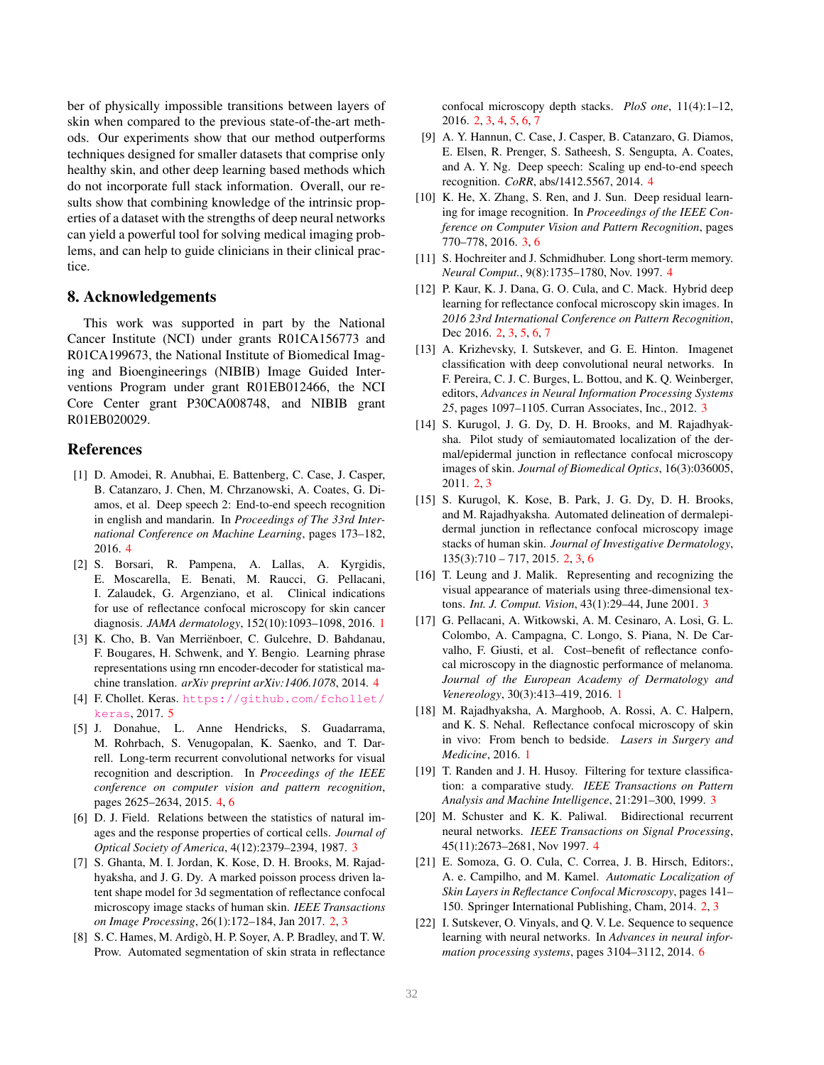ber of physically impossible transitions between layers of skin when compared to the previous state-of-the-art methods. Our experiments show that our method outperforms techniques designed for smaller datasets that comprise only healthy skin, and other deep learning based methods which do not incorporate full stack information. Overall, our results show that combining knowledge of the intrinsic properties of a dataset with the strengths of deep neural networks can yield a powerful tool for solving medical imaging problems, and can help to guide clinicians in their clinical practice.

## 8. Acknowledgements

This work was supported in part by the National Cancer Institute (NCI) under grants R01CA156773 and R01CA199673, the National Institute of Biomedical Imaging and Bioengineerings (NIBIB) Image Guided Interventions Program under grant R01EB012466, the NCI Core Center grant P30CA008748, and NIBIB grant R01EB020029.

## References

[1] D. Amodei, R. Anubhai, E. Battenberg, C. Case, J. Casper, B. Catanzaro, J. Chen, M. Chrzanowski, A. Coates, G. Diamos, et al. Deep speech 2: End-to-end speech recognition in english and mandarin. In *Proceedings of The 33rd International Conference on Machine Learning*, pages 173–182, 2016. 4

[2] S. Borsari, R. Pampena, A. Lallas, A. Kyrgidis, E. Moscarella, E. Benati, M. Raucci, G. Pellacani, I. Zalaudek, G. Argenziano, et al. Clinical indications for use of reflectance confocal microscopy for skin cancer diagnosis. *JAMA dermatology*, 152(10):1093–1098, 2016. 1

[3] K. Cho, B. Van Merriënboer, C. Gulcehre, D. Bahdanau, F. Bougares, H. Schwenk, and Y. Bengio. Learning phrase representations using rnn encoder-decoder for statistical machine translation. *arXiv preprint arXiv:1406.1078*, 2014. 4

[4] F. Chollet. Keras. https://github.com/fchollet/keras, 2017. 5

[5] J. Donahue, L. Anne Hendricks, S. Guadarrama, M. Rohrbach, S. Venugopalan, K. Saenko, and T. Darrell. Long-term recurrent convolutional networks for visual recognition and description. In *Proceedings of the IEEE conference on computer vision and pattern recognition*, pages 2625–2634, 2015. 4, 6

[6] D. J. Field. Relations between the statistics of natural images and the response properties of cortical cells. *Journal of Optical Society of America*, 4(12):2379–2394, 1987. 3

[7] S. Ghanta, M. I. Jordan, K. Kose, D. H. Brooks, M. Rajadhyaksha, and J. G. Dy. A marked poisson process driven latent shape model for 3d segmentation of reflectance confocal microscopy image stacks of human skin. *IEEE Transactions on Image Processing*, 26(1):172–184, Jan 2017. 2, 3

[8] S. C. Hames, M. Ardigò, H. P. Soyer, A. P. Bradley, and T. W. Prow. Automated segmentation of skin strata in reflectance confocal microscopy depth stacks. *PloS one*, 11(4):1–12, 2016. 2, 3, 4, 5, 6, 7

[9] A. Y. Hannun, C. Case, J. Casper, B. Catanzaro, G. Diamos, E. Elsen, R. Prenger, S. Satheesh, S. Sengupta, A. Coates, and A. Y. Ng. Deep speech: Scaling up end-to-end speech recognition. *CoRR*, abs/1412.5567, 2014. 4

[10] K. He, X. Zhang, S. Ren, and J. Sun. Deep residual learning for image recognition. In *Proceedings of the IEEE Conference on Computer Vision and Pattern Recognition*, pages 770–778, 2016. 3, 6

[11] S. Hochreiter and J. Schmidhuber. Long short-term memory. *Neural Comput.*, 9(8):1735–1780, Nov. 1997. 4

[12] P. Kaur, K. J. Dana, G. O. Cula, and C. Mack. Hybrid deep learning for reflectance confocal microscopy skin images. In *2016 23rd International Conference on Pattern Recognition*, Dec 2016. 2, 3, 5, 6, 7

[13] A. Krizhevsky, I. Sutskever, and G. E. Hinton. Imagenet classification with deep convolutional neural networks. In F. Pereira, C. J. C. Burges, L. Bottou, and K. Q. Weinberger, editors, *Advances in Neural Information Processing Systems 25*, pages 1097–1105. Curran Associates, Inc., 2012. 3

[14] S. Kurugol, J. G. Dy, D. H. Brooks, and M. Rajadhyaksha. Pilot study of semiautomated localization of the dermal/epidermal junction in reflectance confocal microscopy images of skin. *Journal of Biomedical Optics*, 16(3):036005, 2011. 2, 3

[15] S. Kurugol, K. Kose, B. Park, J. G. Dy, D. H. Brooks, and M. Rajadhyaksha. Automated delineation of dermalepidermal junction in reflectance confocal microscopy image stacks of human skin. *Journal of Investigative Dermatology*, 135(3):710 – 717, 2015. 2, 3, 6

[16] T. Leung and J. Malik. Representing and recognizing the visual appearance of materials using three-dimensional textons. *Int. J. Comput. Vision*, 43(1):29–44, June 2001. 3

[17] G. Pellacani, A. Witkowski, A. M. Cesinaro, A. Losi, G. L. Colombo, A. Campagna, C. Longo, S. Piana, N. De Carvalho, F. Giusti, et al. Cost–benefit of reflectance confocal microscopy in the diagnostic performance of melanoma. *Journal of the European Academy of Dermatology and Venereology*, 30(3):413–419, 2016. 1

[18] M. Rajadhyaksha, A. Marghoob, A. Rossi, A. C. Halpern, and K. S. Nehal. Reflectance confocal microscopy of skin in vivo: From bench to bedside. *Lasers in Surgery and Medicine*, 2016. 1

[19] T. Randen and J. H. Husoy. Filtering for texture classification: a comparative study. *IEEE Transactions on Pattern Analysis and Machine Intelligence*, 21:291–300, 1999. 3

[20] M. Schuster and K. K. Paliwal. Bidirectional recurrent neural networks. *IEEE Transactions on Signal Processing*, 45(11):2673–2681, Nov 1997. 4

[21] E. Somoza, G. O. Cula, C. Correa, J. B. Hirsch, Editors:, A. e. Campilho, and M. Kamel. *Automatic Localization of Skin Layers in Reflectance Confocal Microscopy*, pages 141–150. Springer International Publishing, Cham, 2014. 2, 3

[22] I. Sutskever, O. Vinyals, and Q. V. Le. Sequence to sequence learning with neural networks. In *Advances in neural information processing systems*, pages 3104–3112, 2014. 6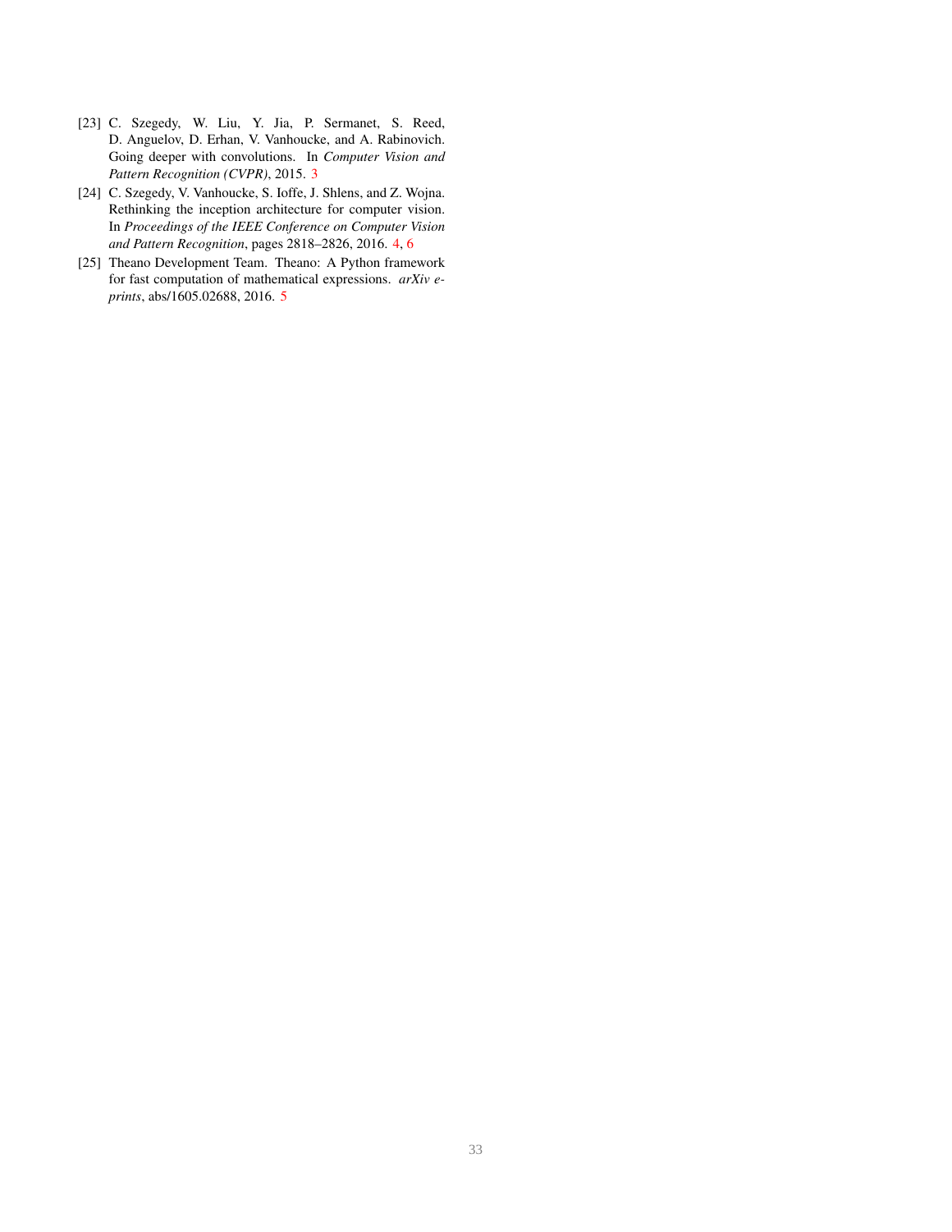[23] C. Szegedy, W. Liu, Y. Jia, P. Sermanet, S. Reed, D. Anguelov, D. Erhan, V. Vanhoucke, and A. Rabinovich. Going deeper with convolutions. In *Computer Vision and Pattern Recognition (CVPR)*, 2015. 3

[24] C. Szegedy, V. Vanhoucke, S. Ioffe, J. Shlens, and Z. Wojna. Rethinking the inception architecture for computer vision. In *Proceedings of the IEEE Conference on Computer Vision and Pattern Recognition*, pages 2818–2826, 2016. 4, 6

[25] Theano Development Team. Theano: A Python framework for fast computation of mathematical expressions. *arXiv e-prints*, abs/1605.02688, 2016. 5